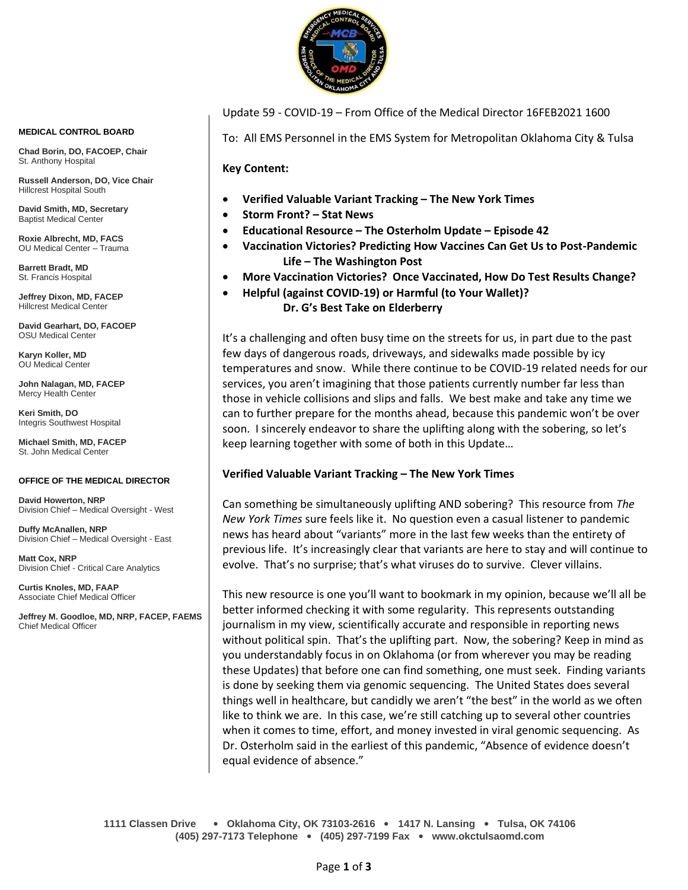Update 59 - COVID-19 – From Office of the Medical Director 16FEB2021 1600

To: All EMS Personnel in the EMS System for Metropolitan Oklahoma City & Tulsa

**MEDICAL CONTROL BOARD**

**Chad Borin, DO, FACOEP, Chair**
St. Anthony Hospital

**Russell Anderson, DO, Vice Chair**
Hillcrest Hospital South

**David Smith, MD, Secretary**
Baptist Medical Center

**Roxie Albrecht, MD, FACS**
OU Medical Center – Trauma

**Barrett Bradt, MD**
St. Francis Hospital

**Jeffrey Dixon, MD, FACEP**
Hillcrest Medical Center

**David Gearhart, DO, FACOEP**
OSU Medical Center

**Karyn Koller, MD**
OU Medical Center

**John Nalagan, MD, FACEP**
Mercy Health Center

**Keri Smith, DO**
Integris Southwest Hospital

**Michael Smith, MD, FACEP**
St. John Medical Center

**OFFICE OF THE MEDICAL DIRECTOR**

**David Howerton, NRP**
Division Chief – Medical Oversight - West

**Duffy McAnallen, NRP**
Division Chief – Medical Oversight - East

**Matt Cox, NRP**
Division Chief - Critical Care Analytics

**Curtis Knoles, MD, FAAP**
Associate Chief Medical Officer

**Jeffrey M. Goodloe, MD, NRP, FACEP, FAEMS**
Chief Medical Officer

**Key Content:**

- **Verified Valuable Variant Tracking – The New York Times**
- **Storm Front? – Stat News**
- **Educational Resource – The Osterholm Update – Episode 42**
- **Vaccination Victories? Predicting How Vaccines Can Get Us to Post-Pandemic Life – The Washington Post**
- **More Vaccination Victories? Once Vaccinated, How Do Test Results Change?**
- **Helpful (against COVID-19) or Harmful (to Your Wallet)? Dr. G's Best Take on Elderberry**

It's a challenging and often busy time on the streets for us, in part due to the past few days of dangerous roads, driveways, and sidewalks made possible by icy temperatures and snow. While there continue to be COVID-19 related needs for our services, you aren't imagining that those patients currently number far less than those in vehicle collisions and slips and falls. We best make and take any time we can to further prepare for the months ahead, because this pandemic won't be over soon. I sincerely endeavor to share the uplifting along with the sobering, so let's keep learning together with some of both in this Update…

**Verified Valuable Variant Tracking – The New York Times**

Can something be simultaneously uplifting AND sobering? This resource from *The New York Times* sure feels like it. No question even a casual listener to pandemic news has heard about "variants" more in the last few weeks than the entirety of previous life. It's increasingly clear that variants are here to stay and will continue to evolve. That's no surprise; that's what viruses do to survive. Clever villains.

This new resource is one you'll want to bookmark in my opinion, because we'll all be better informed checking it with some regularity. This represents outstanding journalism in my view, scientifically accurate and responsible in reporting news without political spin. That's the uplifting part. Now, the sobering? Keep in mind as you understandably focus in on Oklahoma (or from wherever you may be reading these Updates) that before one can find something, one must seek. Finding variants is done by seeking them via genomic sequencing. The United States does several things well in healthcare, but candidly we aren't "the best" in the world as we often like to think we are. In this case, we're still catching up to several other countries when it comes to time, effort, and money invested in viral genomic sequencing. As Dr. Osterholm said in the earliest of this pandemic, "Absence of evidence doesn't equal evidence of absence."

1111 Classen Drive • Oklahoma City, OK 73103-2616 • 1417 N. Lansing • Tulsa, OK 74106
(405) 297-7173 Telephone • (405) 297-7199 Fax • www.okctulsaomd.com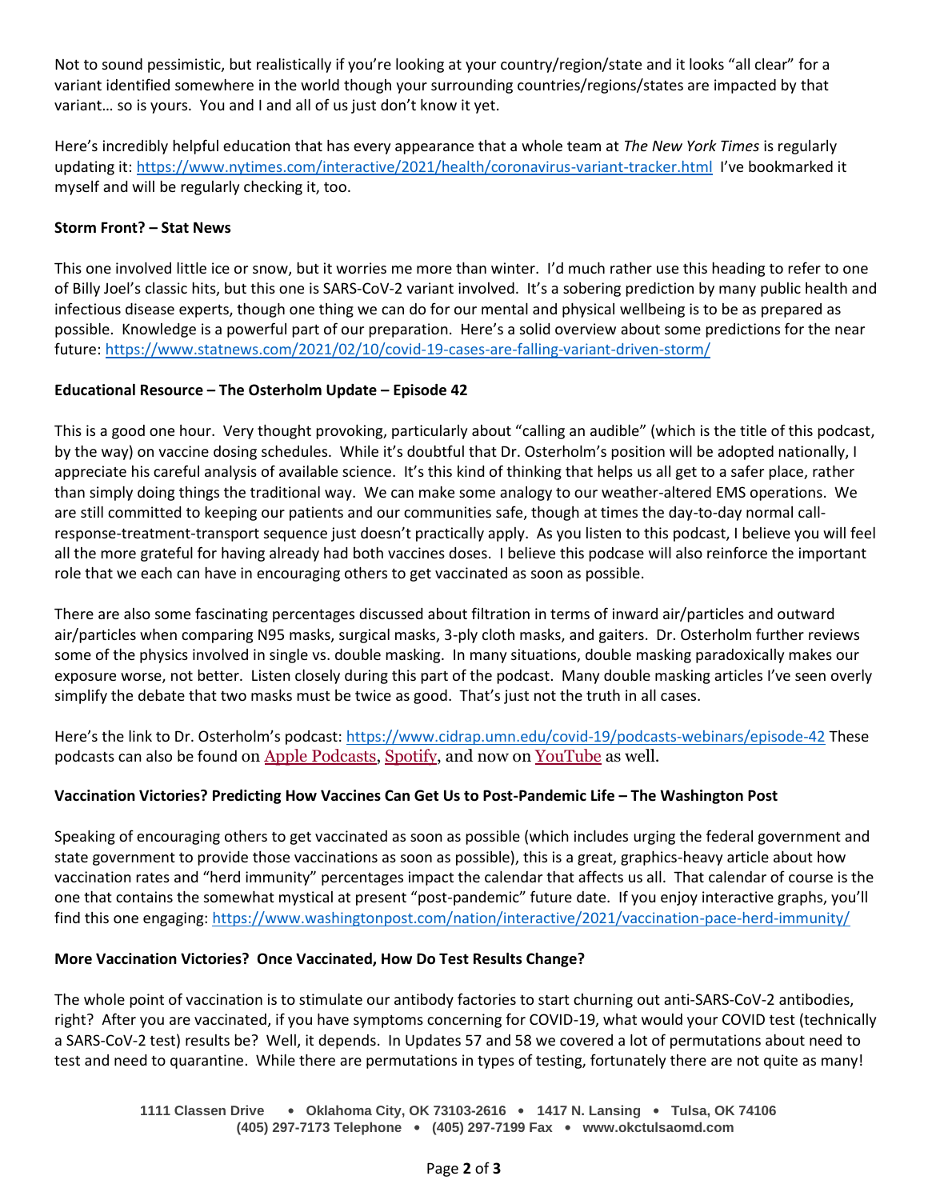Not to sound pessimistic, but realistically if you're looking at your country/region/state and it looks "all clear" for a variant identified somewhere in the world though your surrounding countries/regions/states are impacted by that variant… so is yours. You and I and all of us just don't know it yet.

Here's incredibly helpful education that has every appearance that a whole team at *The New York Times* is regularly updating it: https://www.nytimes.com/interactive/2021/health/coronavirus-variant-tracker.html I've bookmarked it myself and will be regularly checking it, too.

**Storm Front? – Stat News**

This one involved little ice or snow, but it worries me more than winter. I'd much rather use this heading to refer to one of Billy Joel's classic hits, but this one is SARS-CoV-2 variant involved. It's a sobering prediction by many public health and infectious disease experts, though one thing we can do for our mental and physical wellbeing is to be as prepared as possible. Knowledge is a powerful part of our preparation. Here's a solid overview about some predictions for the near future: https://www.statnews.com/2021/02/10/covid-19-cases-are-falling-variant-driven-storm/

**Educational Resource – The Osterholm Update – Episode 42**

This is a good one hour. Very thought provoking, particularly about "calling an audible" (which is the title of this podcast, by the way) on vaccine dosing schedules. While it's doubtful that Dr. Osterholm's position will be adopted nationally, I appreciate his careful analysis of available science. It's this kind of thinking that helps us all get to a safer place, rather than simply doing things the traditional way. We can make some analogy to our weather-altered EMS operations. We are still committed to keeping our patients and our communities safe, though at times the day-to-day normal call-response-treatment-transport sequence just doesn't practically apply. As you listen to this podcast, I believe you will feel all the more grateful for having already had both vaccines doses. I believe this podcase will also reinforce the important role that we each can have in encouraging others to get vaccinated as soon as possible.

There are also some fascinating percentages discussed about filtration in terms of inward air/particles and outward air/particles when comparing N95 masks, surgical masks, 3-ply cloth masks, and gaiters. Dr. Osterholm further reviews some of the physics involved in single vs. double masking. In many situations, double masking paradoxically makes our exposure worse, not better. Listen closely during this part of the podcast. Many double masking articles I've seen overly simplify the debate that two masks must be twice as good. That's just not the truth in all cases.

Here's the link to Dr. Osterholm's podcast: https://www.cidrap.umn.edu/covid-19/podcasts-webinars/episode-42 These podcasts can also be found on Apple Podcasts, Spotify, and now on YouTube as well.

**Vaccination Victories? Predicting How Vaccines Can Get Us to Post-Pandemic Life – The Washington Post**

Speaking of encouraging others to get vaccinated as soon as possible (which includes urging the federal government and state government to provide those vaccinations as soon as possible), this is a great, graphics-heavy article about how vaccination rates and "herd immunity" percentages impact the calendar that affects us all. That calendar of course is the one that contains the somewhat mystical at present "post-pandemic" future date. If you enjoy interactive graphs, you'll find this one engaging: https://www.washingtonpost.com/nation/interactive/2021/vaccination-pace-herd-immunity/

**More Vaccination Victories? Once Vaccinated, How Do Test Results Change?**

The whole point of vaccination is to stimulate our antibody factories to start churning out anti-SARS-CoV-2 antibodies, right? After you are vaccinated, if you have symptoms concerning for COVID-19, what would your COVID test (technically a SARS-CoV-2 test) results be? Well, it depends. In Updates 57 and 58 we covered a lot of permutations about need to test and need to quarantine. While there are permutations in types of testing, fortunately there are not quite as many!

1111 Classen Drive • Oklahoma City, OK 73103-2616 • 1417 N. Lansing • Tulsa, OK 74106
(405) 297-7173 Telephone • (405) 297-7199 Fax • www.okctulsaomd.com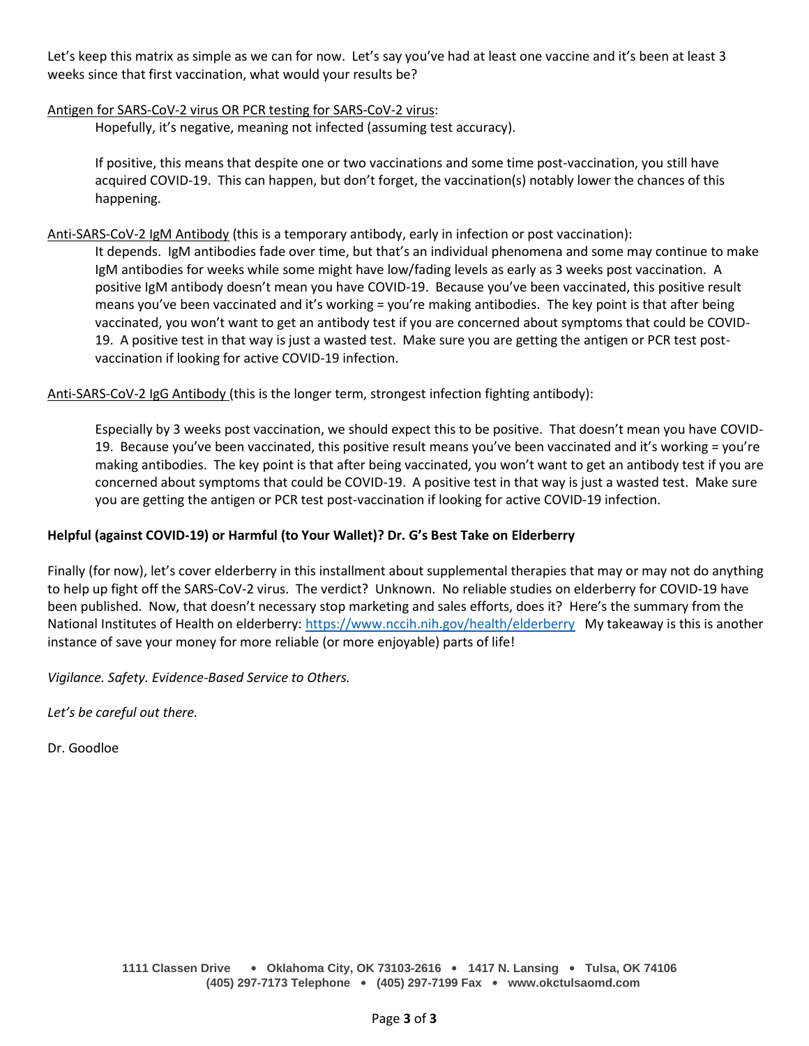Let's keep this matrix as simple as we can for now. Let's say you've had at least one vaccine and it's been at least 3 weeks since that first vaccination, what would your results be?

Antigen for SARS-CoV-2 virus OR PCR testing for SARS-CoV-2 virus:

Hopefully, it's negative, meaning not infected (assuming test accuracy).

If positive, this means that despite one or two vaccinations and some time post-vaccination, you still have acquired COVID-19. This can happen, but don't forget, the vaccination(s) notably lower the chances of this happening.

Anti-SARS-CoV-2 IgM Antibody (this is a temporary antibody, early in infection or post vaccination):

It depends. IgM antibodies fade over time, but that's an individual phenomena and some may continue to make IgM antibodies for weeks while some might have low/fading levels as early as 3 weeks post vaccination. A positive IgM antibody doesn't mean you have COVID-19. Because you've been vaccinated, this positive result means you've been vaccinated and it's working = you're making antibodies. The key point is that after being vaccinated, you won't want to get an antibody test if you are concerned about symptoms that could be COVID-19. A positive test in that way is just a wasted test. Make sure you are getting the antigen or PCR test post-vaccination if looking for active COVID-19 infection.

Anti-SARS-CoV-2 IgG Antibody (this is the longer term, strongest infection fighting antibody):

Especially by 3 weeks post vaccination, we should expect this to be positive. That doesn't mean you have COVID-19. Because you've been vaccinated, this positive result means you've been vaccinated and it's working = you're making antibodies. The key point is that after being vaccinated, you won't want to get an antibody test if you are concerned about symptoms that could be COVID-19. A positive test in that way is just a wasted test. Make sure you are getting the antigen or PCR test post-vaccination if looking for active COVID-19 infection.

**Helpful (against COVID-19) or Harmful (to Your Wallet)? Dr. G's Best Take on Elderberry**

Finally (for now), let's cover elderberry in this installment about supplemental therapies that may or may not do anything to help up fight off the SARS-CoV-2 virus. The verdict? Unknown. No reliable studies on elderberry for COVID-19 have been published. Now, that doesn't necessary stop marketing and sales efforts, does it? Here's the summary from the National Institutes of Health on elderberry: https://www.nccih.nih.gov/health/elderberry My takeaway is this is another instance of save your money for more reliable (or more enjoyable) parts of life!

*Vigilance. Safety. Evidence-Based Service to Others.*

*Let's be careful out there.*

Dr. Goodloe

**1111 Classen Drive • Oklahoma City, OK 73103-2616 • 1417 N. Lansing • Tulsa, OK 74106**
**(405) 297-7173 Telephone • (405) 297-7199 Fax • www.okctulsaomd.com**